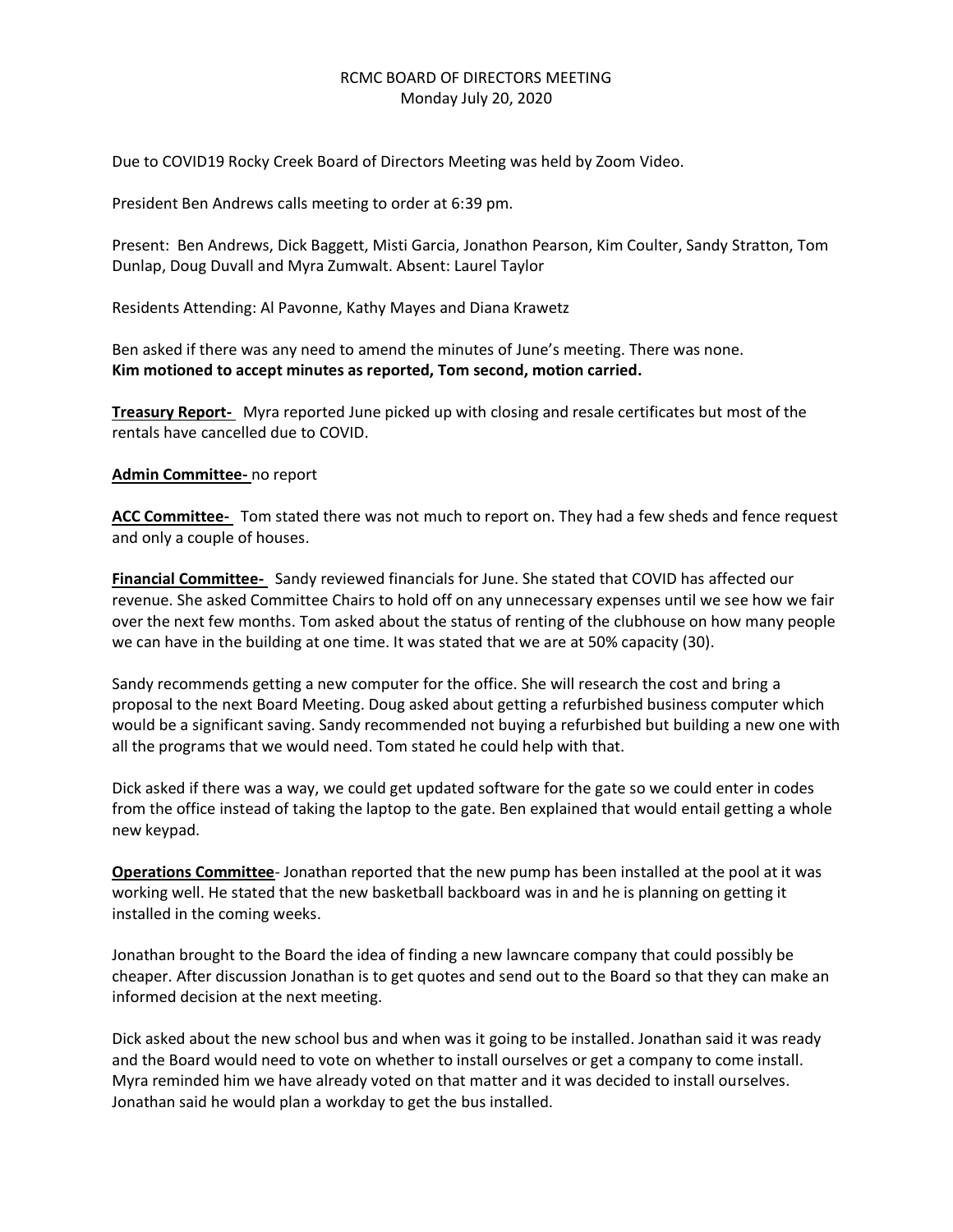# RCMC BOARD OF DIRECTORS MEETING
## Monday July 20, 2020

Due to COVID19 Rocky Creek Board of Directors Meeting was held by Zoom Video.

President Ben Andrews calls meeting to order at 6:39 pm.

Present: Ben Andrews, Dick Baggett, Misti Garcia, Jonathon Pearson, Kim Coulter, Sandy Stratton, Tom Dunlap, Doug Duvall and Myra Zumwalt. Absent: Laurel Taylor

Residents Attending: Al Pavonne, Kathy Mayes and Diana Krawetz

Ben asked if there was any need to amend the minutes of June's meeting. There was none.
**Kim motioned to accept minutes as reported, Tom second, motion carried.**

**<u>Treasury Report-</u>** Myra reported June picked up with closing and resale certificates but most of the rentals have cancelled due to COVID.

**<u>Admin Committee-</u>** no report

**<u>ACC Committee-</u>** Tom stated there was not much to report on. They had a few sheds and fence request and only a couple of houses.

**<u>Financial Committee-</u>** Sandy reviewed financials for June. She stated that COVID has affected our revenue. She asked Committee Chairs to hold off on any unnecessary expenses until we see how we fair over the next few months. Tom asked about the status of renting of the clubhouse on how many people we can have in the building at one time. It was stated that we are at 50% capacity (30).

Sandy recommends getting a new computer for the office. She will research the cost and bring a proposal to the next Board Meeting. Doug asked about getting a refurbished business computer which would be a significant saving. Sandy recommended not buying a refurbished but building a new one with all the programs that we would need. Tom stated he could help with that.

Dick asked if there was a way, we could get updated software for the gate so we could enter in codes from the office instead of taking the laptop to the gate. Ben explained that would entail getting a whole new keypad.

**<u>Operations Committee</u>**- Jonathan reported that the new pump has been installed at the pool at it was working well. He stated that the new basketball backboard was in and he is planning on getting it installed in the coming weeks.

Jonathan brought to the Board the idea of finding a new lawncare company that could possibly be cheaper. After discussion Jonathan is to get quotes and send out to the Board so that they can make an informed decision at the next meeting.

Dick asked about the new school bus and when was it going to be installed. Jonathan said it was ready and the Board would need to vote on whether to install ourselves or get a company to come install. Myra reminded him we have already voted on that matter and it was decided to install ourselves. Jonathan said he would plan a workday to get the bus installed.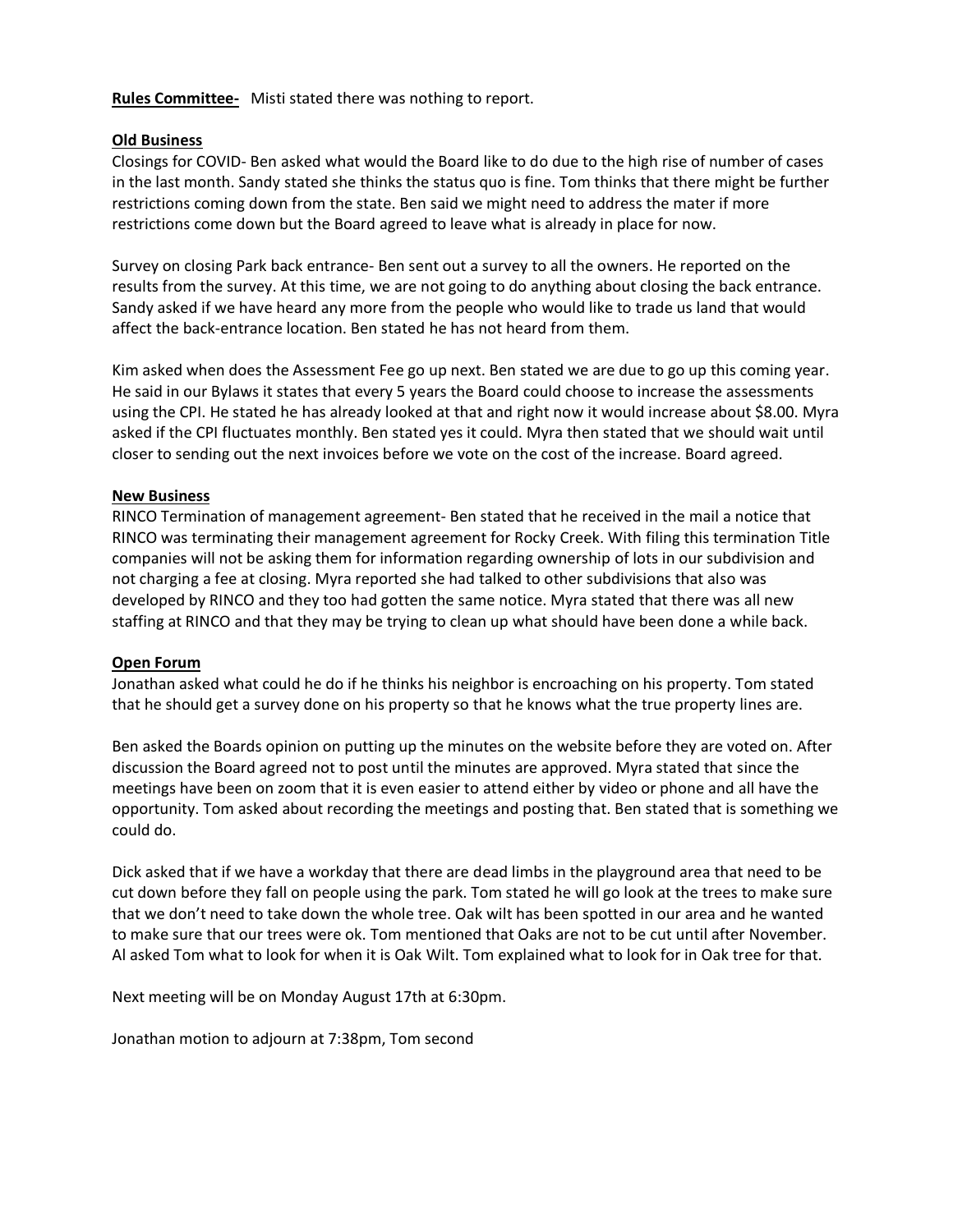**Rules Committee-** Misti stated there was nothing to report.

**Old Business**

Closings for COVID- Ben asked what would the Board like to do due to the high rise of number of cases in the last month. Sandy stated she thinks the status quo is fine. Tom thinks that there might be further restrictions coming down from the state. Ben said we might need to address the mater if more restrictions come down but the Board agreed to leave what is already in place for now.

Survey on closing Park back entrance- Ben sent out a survey to all the owners. He reported on the results from the survey. At this time, we are not going to do anything about closing the back entrance. Sandy asked if we have heard any more from the people who would like to trade us land that would affect the back-entrance location. Ben stated he has not heard from them.

Kim asked when does the Assessment Fee go up next. Ben stated we are due to go up this coming year. He said in our Bylaws it states that every 5 years the Board could choose to increase the assessments using the CPI. He stated he has already looked at that and right now it would increase about $8.00. Myra asked if the CPI fluctuates monthly. Ben stated yes it could. Myra then stated that we should wait until closer to sending out the next invoices before we vote on the cost of the increase. Board agreed.

**New Business**

RINCO Termination of management agreement- Ben stated that he received in the mail a notice that RINCO was terminating their management agreement for Rocky Creek. With filing this termination Title companies will not be asking them for information regarding ownership of lots in our subdivision and not charging a fee at closing. Myra reported she had talked to other subdivisions that also was developed by RINCO and they too had gotten the same notice. Myra stated that there was all new staffing at RINCO and that they may be trying to clean up what should have been done a while back.

**Open Forum**

Jonathan asked what could he do if he thinks his neighbor is encroaching on his property. Tom stated that he should get a survey done on his property so that he knows what the true property lines are.

Ben asked the Boards opinion on putting up the minutes on the website before they are voted on. After discussion the Board agreed not to post until the minutes are approved. Myra stated that since the meetings have been on zoom that it is even easier to attend either by video or phone and all have the opportunity. Tom asked about recording the meetings and posting that. Ben stated that is something we could do.

Dick asked that if we have a workday that there are dead limbs in the playground area that need to be cut down before they fall on people using the park. Tom stated he will go look at the trees to make sure that we don't need to take down the whole tree. Oak wilt has been spotted in our area and he wanted to make sure that our trees were ok. Tom mentioned that Oaks are not to be cut until after November. Al asked Tom what to look for when it is Oak Wilt. Tom explained what to look for in Oak tree for that.

Next meeting will be on Monday August 17th at 6:30pm.

Jonathan motion to adjourn at 7:38pm, Tom second